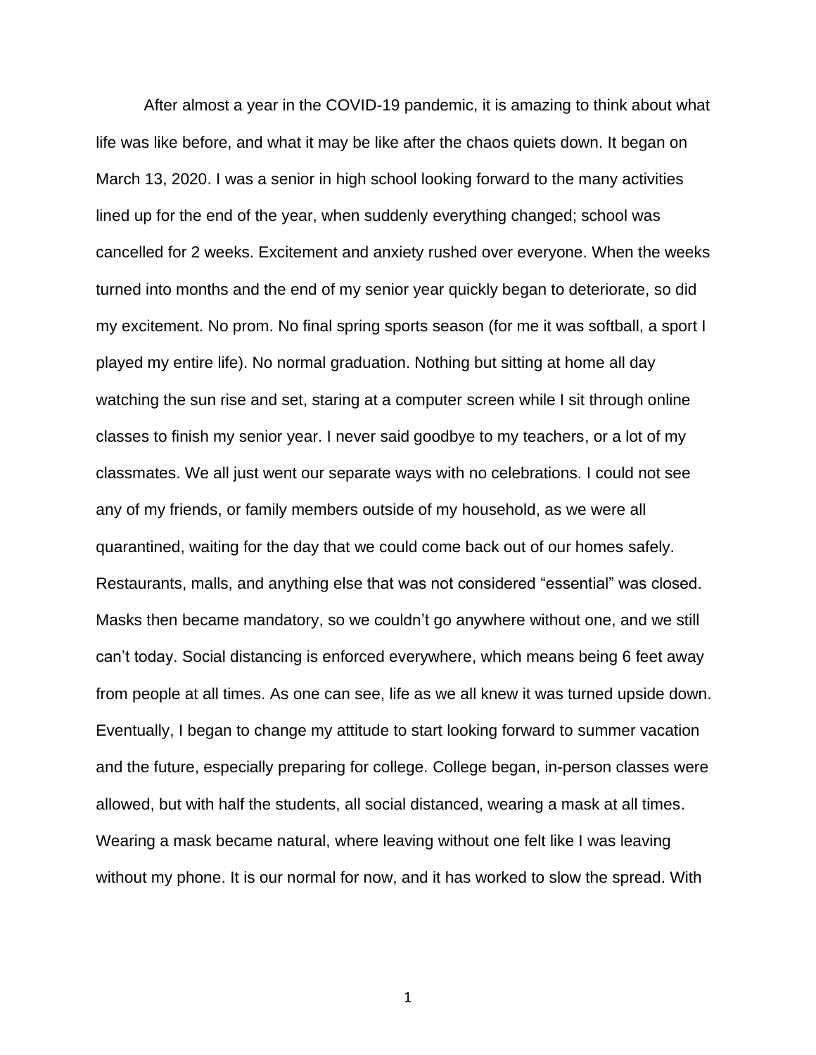After almost a year in the COVID-19 pandemic, it is amazing to think about what life was like before, and what it may be like after the chaos quiets down. It began on March 13, 2020. I was a senior in high school looking forward to the many activities lined up for the end of the year, when suddenly everything changed; school was cancelled for 2 weeks. Excitement and anxiety rushed over everyone. When the weeks turned into months and the end of my senior year quickly began to deteriorate, so did my excitement. No prom. No final spring sports season (for me it was softball, a sport I played my entire life). No normal graduation. Nothing but sitting at home all day watching the sun rise and set, staring at a computer screen while I sit through online classes to finish my senior year. I never said goodbye to my teachers, or a lot of my classmates. We all just went our separate ways with no celebrations. I could not see any of my friends, or family members outside of my household, as we were all quarantined, waiting for the day that we could come back out of our homes safely. Restaurants, malls, and anything else that was not considered "essential" was closed. Masks then became mandatory, so we couldn't go anywhere without one, and we still can't today. Social distancing is enforced everywhere, which means being 6 feet away from people at all times. As one can see, life as we all knew it was turned upside down. Eventually, I began to change my attitude to start looking forward to summer vacation and the future, especially preparing for college. College began, in-person classes were allowed, but with half the students, all social distanced, wearing a mask at all times. Wearing a mask became natural, where leaving without one felt like I was leaving without my phone. It is our normal for now, and it has worked to slow the spread. With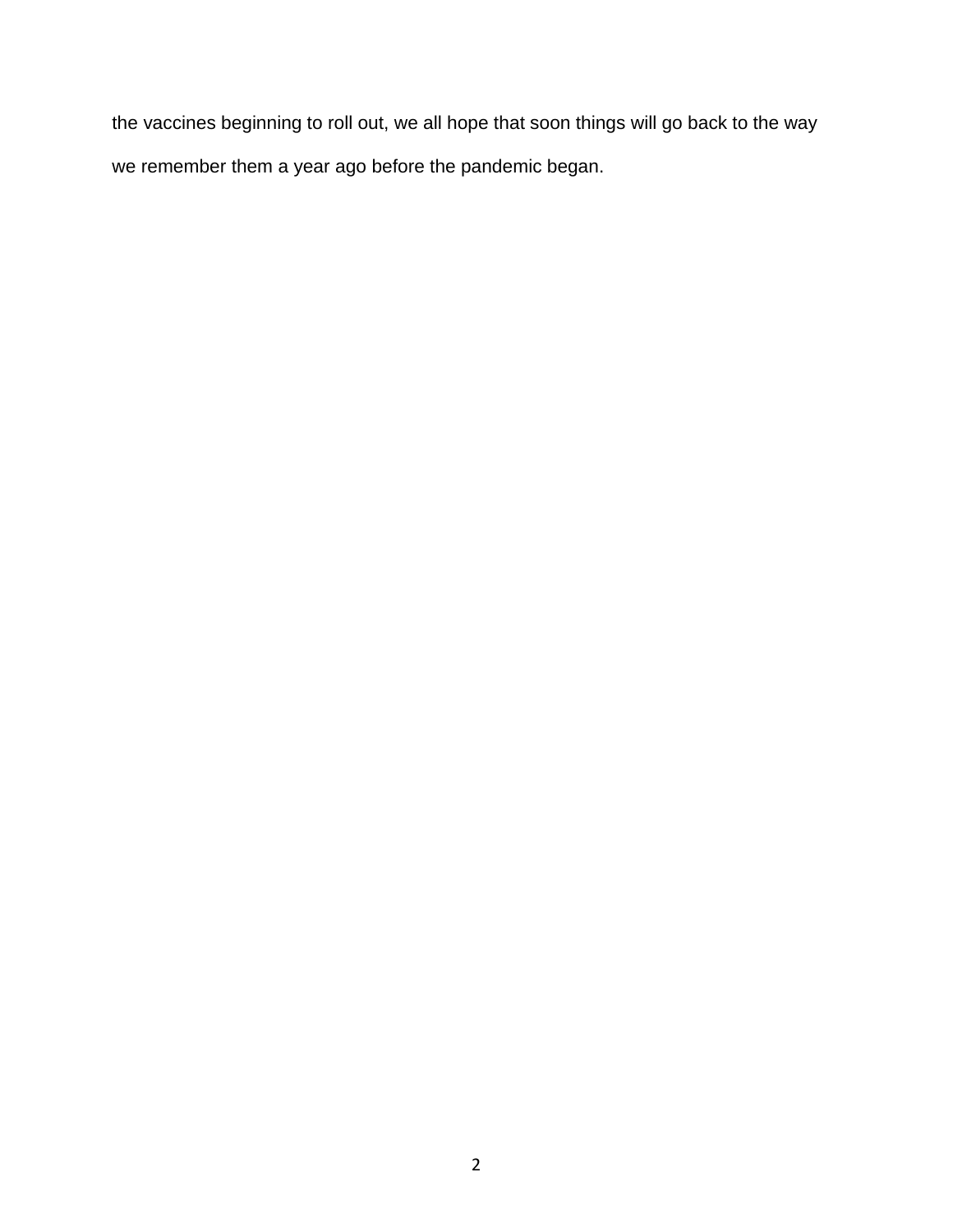the vaccines beginning to roll out, we all hope that soon things will go back to the way we remember them a year ago before the pandemic began.